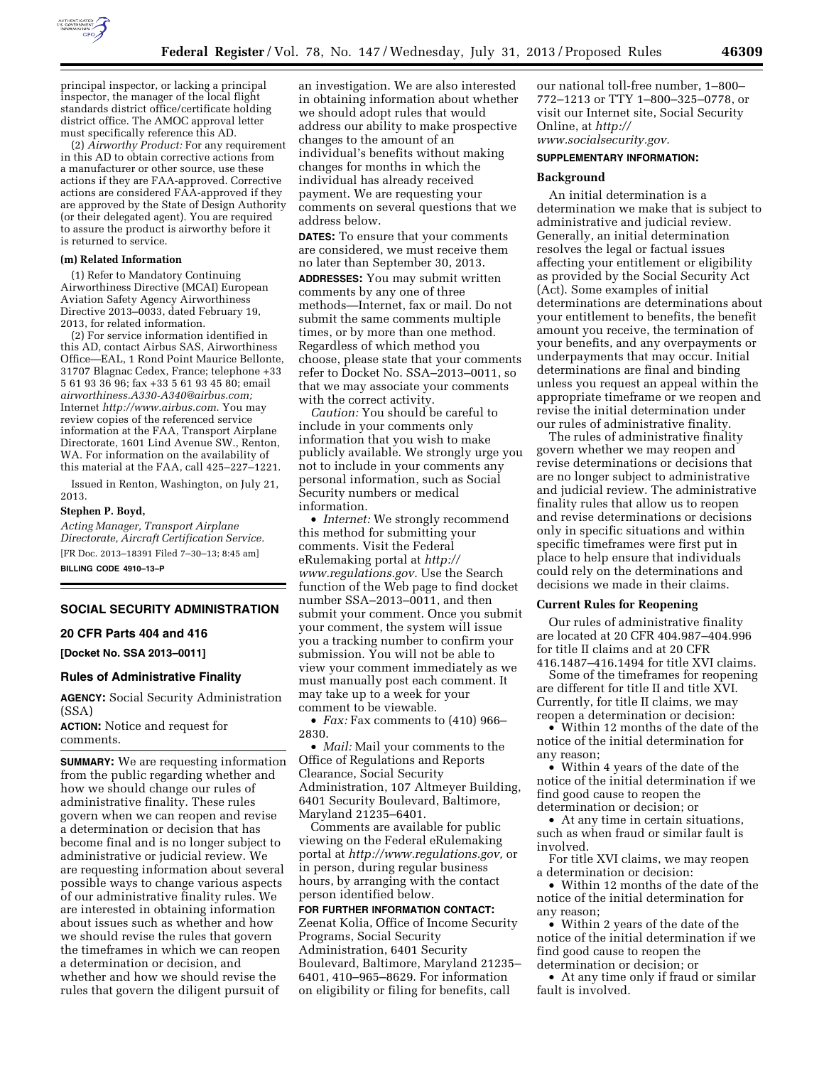principal inspector, or lacking a principal inspector, the manager of the local flight standards district office/certificate holding district office. The AMOC approval letter must specifically reference this AD.

(2) *Airworthy Product:* For any requirement in this AD to obtain corrective actions from a manufacturer or other source, use these actions if they are FAA-approved. Corrective actions are considered FAA-approved if they are approved by the State of Design Authority (or their delegated agent). You are required to assure the product is airworthy before it is returned to service.

**(m) Related Information**

(1) Refer to Mandatory Continuing Airworthiness Directive (MCAI) European Aviation Safety Agency Airworthiness Directive 2013–0033, dated February 19, 2013, for related information.

(2) For service information identified in this AD, contact Airbus SAS, Airworthiness Office—EAL, 1 Rond Point Maurice Bellonte, 31707 Blagnac Cedex, France; telephone +33 5 61 93 36 96; fax +33 5 61 93 45 80; email *airworthiness.A330-A340@airbus.com;* Internet *http://www.airbus.com*. You may review copies of the referenced service information at the FAA, Transport Airplane Directorate, 1601 Lind Avenue SW., Renton, WA. For information on the availability of this material at the FAA, call 425–227–1221.

Issued in Renton, Washington, on July 21, 2013.

**Stephen P. Boyd,**

*Acting Manager, Transport Airplane Directorate, Aircraft Certification Service.*

[FR Doc. 2013–18391 Filed 7–30–13; 8:45 am]

**BILLING CODE 4910–13–P**

## SOCIAL SECURITY ADMINISTRATION

### 20 CFR Parts 404 and 416

**[Docket No. SSA 2013–0011]**

### Rules of Administrative Finality

**AGENCY:** Social Security Administration (SSA)

**ACTION:** Notice and request for comments.

**SUMMARY:** We are requesting information from the public regarding whether and how we should change our rules of administrative finality. These rules govern when we can reopen and revise a determination or decision that has become final and is no longer subject to administrative or judicial review. We are requesting information about several possible ways to change various aspects of our administrative finality rules. We are interested in obtaining information about issues such as whether and how we should revise the rules that govern the timeframes in which we can reopen a determination or decision, and whether and how we should revise the rules that govern the diligent pursuit of an investigation. We are also interested in obtaining information about whether we should adopt rules that would address our ability to make prospective changes to the amount of an individual's benefits without making changes for months in which the individual has already received payment. We are requesting your comments on several questions that we address below.

**DATES:** To ensure that your comments are considered, we must receive them no later than September 30, 2013.

**ADDRESSES:** You may submit written comments by any one of three methods—Internet, fax or mail. Do not submit the same comments multiple times, or by more than one method. Regardless of which method you choose, please state that your comments refer to Docket No. SSA–2013–0011, so that we may associate your comments with the correct activity.

*Caution:* You should be careful to include in your comments only information that you wish to make publicly available. We strongly urge you not to include in your comments any personal information, such as Social Security numbers or medical information.

- *Internet:* We strongly recommend this method for submitting your comments. Visit the Federal eRulemaking portal at *http://www.regulations.gov.* Use the Search function of the Web page to find docket number SSA–2013–0011, and then submit your comment. Once you submit your comment, the system will issue you a tracking number to confirm your submission. You will not be able to view your comment immediately as we must manually post each comment. It may take up to a week for your comment to be viewable.
- *Fax:* Fax comments to (410) 966–2830.
- *Mail:* Mail your comments to the Office of Regulations and Reports Clearance, Social Security Administration, 107 Altmeyer Building, 6401 Security Boulevard, Baltimore, Maryland 21235–6401.

Comments are available for public viewing on the Federal eRulemaking portal at *http://www.regulations.gov,* or in person, during regular business hours, by arranging with the contact person identified below.

**FOR FURTHER INFORMATION CONTACT:** Zeenat Kolia, Office of Income Security Programs, Social Security Administration, 6401 Security Boulevard, Baltimore, Maryland 21235–6401, 410–965–8629. For information on eligibility or filing for benefits, call our national toll-free number, 1–800–772–1213 or TTY 1–800–325–0778, or visit our Internet site, Social Security Online, at *http://www.socialsecurity.gov.*

**SUPPLEMENTARY INFORMATION:**

**Background**

An initial determination is a determination we make that is subject to administrative and judicial review. Generally, an initial determination resolves the legal or factual issues affecting your entitlement or eligibility as provided by the Social Security Act (Act). Some examples of initial determinations are determinations about your entitlement to benefits, the benefit amount you receive, the termination of your benefits, and any overpayments or underpayments that may occur. Initial determinations are final and binding unless you request an appeal within the appropriate timeframe or we reopen and revise the initial determination under our rules of administrative finality.

The rules of administrative finality govern whether we may reopen and revise determinations or decisions that are no longer subject to administrative and judicial review. The administrative finality rules that allow us to reopen and revise determinations or decisions only in specific situations and within specific timeframes were first put in place to help ensure that individuals could rely on the determinations and decisions we made in their claims.

**Current Rules for Reopening**

Our rules of administrative finality are located at 20 CFR 404.987–404.996 for title II claims and at 20 CFR 416.1487–416.1494 for title XVI claims.

Some of the timeframes for reopening are different for title II and title XVI. Currently, for title II claims, we may reopen a determination or decision:

- Within 12 months of the date of the notice of the initial determination for any reason;
- Within 4 years of the date of the notice of the initial determination if we find good cause to reopen the determination or decision; or
- At any time in certain situations, such as when fraud or similar fault is involved.

For title XVI claims, we may reopen a determination or decision:

- Within 12 months of the date of the notice of the initial determination for any reason;
- Within 2 years of the date of the notice of the initial determination if we find good cause to reopen the determination or decision; or
- At any time only if fraud or similar fault is involved.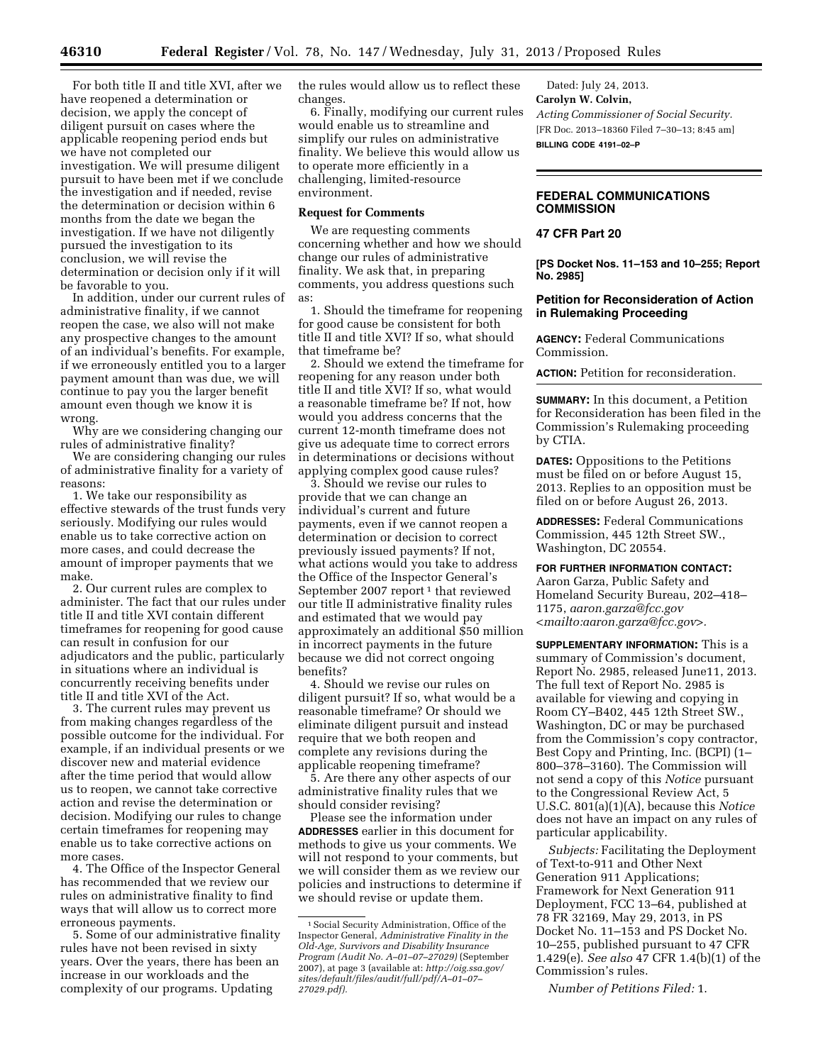For both title II and title XVI, after we have reopened a determination or decision, we apply the concept of diligent pursuit on cases where the applicable reopening period ends but we have not completed our investigation. We will presume diligent pursuit to have been met if we conclude the investigation and if needed, revise the determination or decision within 6 months from the date we began the investigation. If we have not diligently pursued the investigation to its conclusion, we will revise the determination or decision only if it will be favorable to you.

In addition, under our current rules of administrative finality, if we cannot reopen the case, we also will not make any prospective changes to the amount of an individual's benefits. For example, if we erroneously entitled you to a larger payment amount than was due, we will continue to pay you the larger benefit amount even though we know it is wrong.

Why are we considering changing our rules of administrative finality?

We are considering changing our rules of administrative finality for a variety of reasons:

1. We take our responsibility as effective stewards of the trust funds very seriously. Modifying our rules would enable us to take corrective action on more cases, and could decrease the amount of improper payments that we make.

2. Our current rules are complex to administer. The fact that our rules under title II and title XVI contain different timeframes for reopening for good cause can result in confusion for our adjudicators and the public, particularly in situations where an individual is concurrently receiving benefits under title II and title XVI of the Act.

3. The current rules may prevent us from making changes regardless of the possible outcome for the individual. For example, if an individual presents or we discover new and material evidence after the time period that would allow us to reopen, we cannot take corrective action and revise the determination or decision. Modifying our rules to change certain timeframes for reopening may enable us to take corrective actions on more cases.

4. The Office of the Inspector General has recommended that we review our rules on administrative finality to find ways that will allow us to correct more erroneous payments.

5. Some of our administrative finality rules have not been revised in sixty years. Over the years, there has been an increase in our workloads and the complexity of our programs. Updating the rules would allow us to reflect these changes.

6. Finally, modifying our current rules would enable us to streamline and simplify our rules on administrative finality. We believe this would allow us to operate more efficiently in a challenging, limited-resource environment.

**Request for Comments**

We are requesting comments concerning whether and how we should change our rules of administrative finality. We ask that, in preparing comments, you address questions such as:

1. Should the timeframe for reopening for good cause be consistent for both title II and title XVI? If so, what should that timeframe be?

2. Should we extend the timeframe for reopening for any reason under both title II and title XVI? If so, what would a reasonable timeframe be? If not, how would you address concerns that the current 12-month timeframe does not give us adequate time to correct errors in determinations or decisions without applying complex good cause rules?

3. Should we revise our rules to provide that we can change an individual's current and future payments, even if we cannot reopen a determination or decision to correct previously issued payments? If not, what actions would you take to address the Office of the Inspector General's September 2007 report [1] that reviewed our title II administrative finality rules and estimated that we would pay approximately an additional $50 million in incorrect payments in the future because we did not correct ongoing benefits?

4. Should we revise our rules on diligent pursuit? If so, what would be a reasonable timeframe? Or should we eliminate diligent pursuit and instead require that we both reopen and complete any revisions during the applicable reopening timeframe?

5. Are there any other aspects of our administrative finality rules that we should consider revising?

Please see the information under **ADDRESSES** earlier in this document for methods to give us your comments. We will not respond to your comments, but we will consider them as we review our policies and instructions to determine if we should revise or update them.

[1] Social Security Administration, Office of the Inspector General, *Administrative Finality in the Old-Age, Survivors and Disability Insurance Program (Audit No. A–01–07–27029)* (September 2007), at page 3 (available at: *http://oig.ssa.gov/sites/default/files/audit/full/pdf/A–01–07–27029.pdf).*

Dated: July 24, 2013.

**Carolyn W. Colvin,**

*Acting Commissioner of Social Security.*

[FR Doc. 2013–18360 Filed 7–30–13; 8:45 am]

**BILLING CODE 4191–02–P**

---

## FEDERAL COMMUNICATIONS COMMISSION

## 47 CFR Part 20

**[PS Docket Nos. 11–153 and 10–255; Report No. 2985]**

## Petition for Reconsideration of Action in Rulemaking Proceeding

**AGENCY:** Federal Communications Commission.

**ACTION:** Petition for reconsideration.

**SUMMARY:** In this document, a Petition for Reconsideration has been filed in the Commission's Rulemaking proceeding by CTIA.

**DATES:** Oppositions to the Petitions must be filed on or before August 15, 2013. Replies to an opposition must be filed on or before August 26, 2013.

**ADDRESSES:** Federal Communications Commission, 445 12th Street SW., Washington, DC 20554.

**FOR FURTHER INFORMATION CONTACT:** Aaron Garza, Public Safety and Homeland Security Bureau, 202–418–1175, *aaron.garza@fcc.gov <mailto:aaron.garza@fcc.gov>.*

**SUPPLEMENTARY INFORMATION:** This is a summary of Commission's document, Report No. 2985, released June11, 2013. The full text of Report No. 2985 is available for viewing and copying in Room CY–B402, 445 12th Street SW., Washington, DC or may be purchased from the Commission's copy contractor, Best Copy and Printing, Inc. (BCPI) (1–800–378–3160). The Commission will not send a copy of this *Notice* pursuant to the Congressional Review Act, 5 U.S.C. 801(a)(1)(A), because this *Notice* does not have an impact on any rules of particular applicability.

*Subjects:* Facilitating the Deployment of Text-to-911 and Other Next Generation 911 Applications; Framework for Next Generation 911 Deployment, FCC 13–64, published at 78 FR 32169, May 29, 2013, in PS Docket No. 11–153 and PS Docket No. 10–255, published pursuant to 47 CFR 1.429(e). *See also* 47 CFR 1.4(b)(1) of the Commission's rules.

*Number of Petitions Filed:* 1.